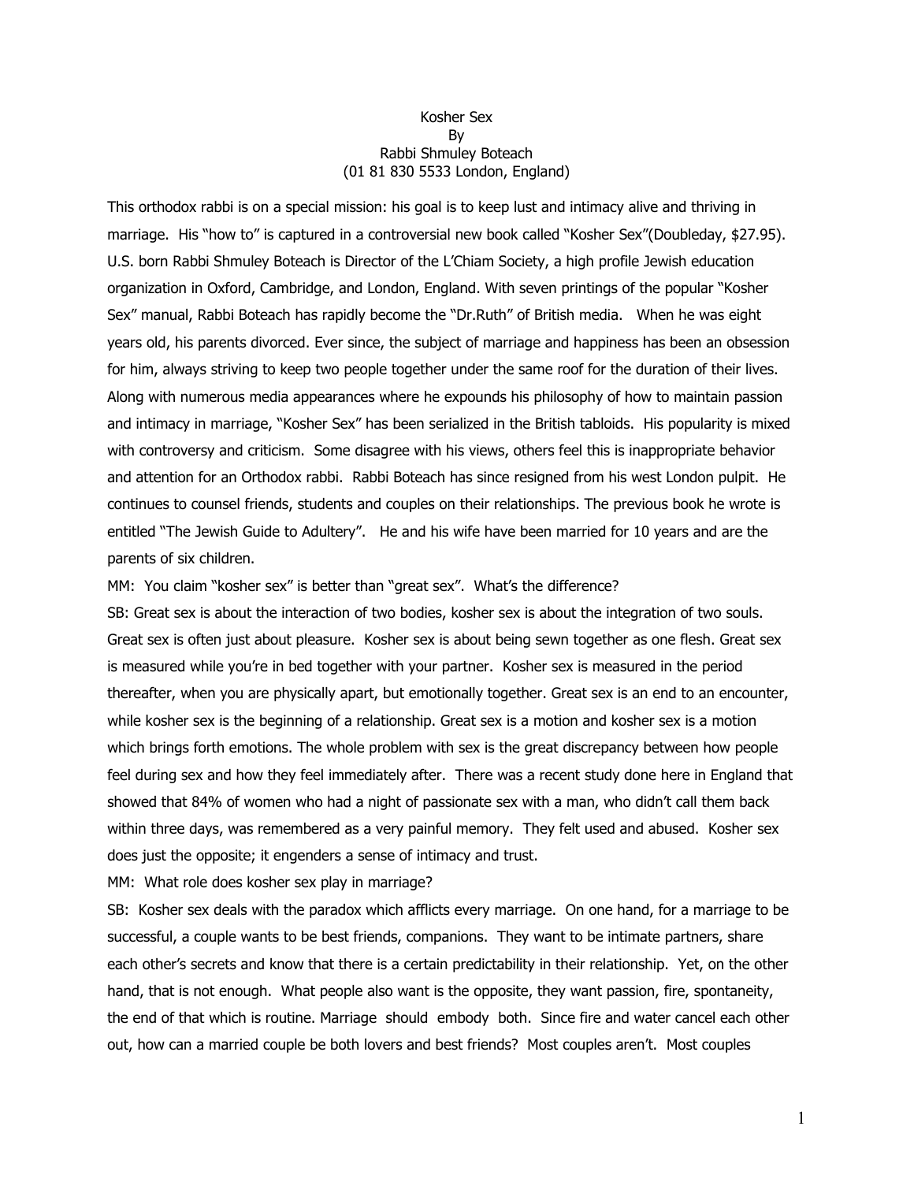# Kosher Sex
By
Rabbi Shmuley Boteach
(01 81 830 5533 London, England)

This orthodox rabbi is on a special mission: his goal is to keep lust and intimacy alive and thriving in marriage. His "how to" is captured in a controversial new book called "Kosher Sex"(Doubleday, $27.95). U.S. born Rabbi Shmuley Boteach is Director of the L'Chiam Society, a high profile Jewish education organization in Oxford, Cambridge, and London, England. With seven printings of the popular "Kosher Sex" manual, Rabbi Boteach has rapidly become the "Dr.Ruth" of British media. When he was eight years old, his parents divorced. Ever since, the subject of marriage and happiness has been an obsession for him, always striving to keep two people together under the same roof for the duration of their lives. Along with numerous media appearances where he expounds his philosophy of how to maintain passion and intimacy in marriage, "Kosher Sex" has been serialized in the British tabloids. His popularity is mixed with controversy and criticism. Some disagree with his views, others feel this is inappropriate behavior and attention for an Orthodox rabbi. Rabbi Boteach has since resigned from his west London pulpit. He continues to counsel friends, students and couples on their relationships. The previous book he wrote is entitled "The Jewish Guide to Adultery". He and his wife have been married for 10 years and are the parents of six children.

MM: You claim "kosher sex" is better than "great sex". What's the difference?

SB: Great sex is about the interaction of two bodies, kosher sex is about the integration of two souls. Great sex is often just about pleasure. Kosher sex is about being sewn together as one flesh. Great sex is measured while you're in bed together with your partner. Kosher sex is measured in the period thereafter, when you are physically apart, but emotionally together. Great sex is an end to an encounter, while kosher sex is the beginning of a relationship. Great sex is a motion and kosher sex is a motion which brings forth emotions. The whole problem with sex is the great discrepancy between how people feel during sex and how they feel immediately after. There was a recent study done here in England that showed that 84% of women who had a night of passionate sex with a man, who didn't call them back within three days, was remembered as a very painful memory. They felt used and abused. Kosher sex does just the opposite; it engenders a sense of intimacy and trust.

MM: What role does kosher sex play in marriage?

SB: Kosher sex deals with the paradox which afflicts every marriage. On one hand, for a marriage to be successful, a couple wants to be best friends, companions. They want to be intimate partners, share each other's secrets and know that there is a certain predictability in their relationship. Yet, on the other hand, that is not enough. What people also want is the opposite, they want passion, fire, spontaneity, the end of that which is routine. Marriage should embody both. Since fire and water cancel each other out, how can a married couple be both lovers and best friends? Most couples aren't. Most couples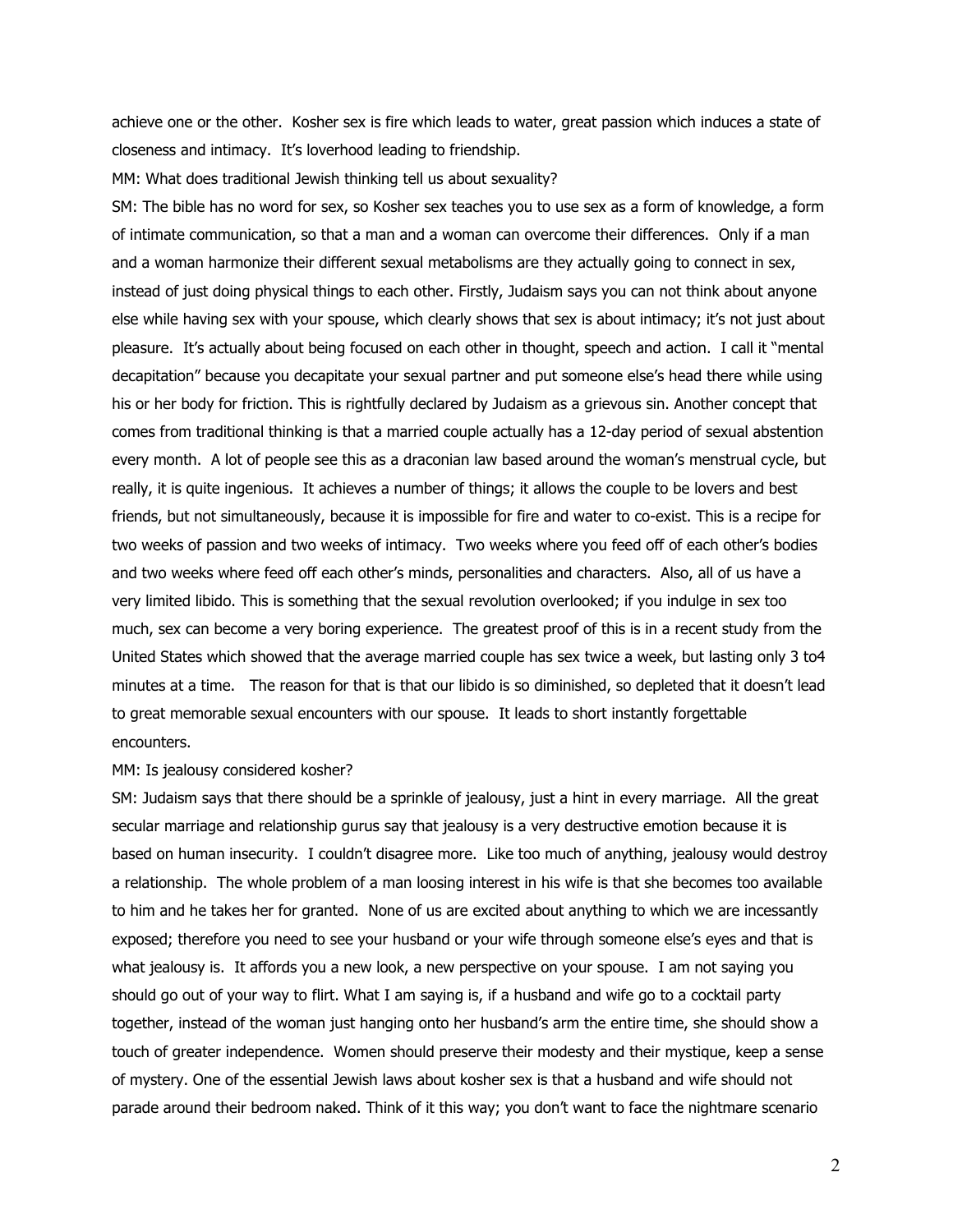achieve one or the other. Kosher sex is fire which leads to water, great passion which induces a state of closeness and intimacy. It's loverhood leading to friendship.

MM: What does traditional Jewish thinking tell us about sexuality?

SM: The bible has no word for sex, so Kosher sex teaches you to use sex as a form of knowledge, a form of intimate communication, so that a man and a woman can overcome their differences. Only if a man and a woman harmonize their different sexual metabolisms are they actually going to connect in sex, instead of just doing physical things to each other. Firstly, Judaism says you can not think about anyone else while having sex with your spouse, which clearly shows that sex is about intimacy; it's not just about pleasure. It's actually about being focused on each other in thought, speech and action. I call it "mental decapitation" because you decapitate your sexual partner and put someone else's head there while using his or her body for friction. This is rightfully declared by Judaism as a grievous sin. Another concept that comes from traditional thinking is that a married couple actually has a 12-day period of sexual abstention every month. A lot of people see this as a draconian law based around the woman's menstrual cycle, but really, it is quite ingenious. It achieves a number of things; it allows the couple to be lovers and best friends, but not simultaneously, because it is impossible for fire and water to co-exist. This is a recipe for two weeks of passion and two weeks of intimacy. Two weeks where you feed off of each other's bodies and two weeks where feed off each other's minds, personalities and characters. Also, all of us have a very limited libido. This is something that the sexual revolution overlooked; if you indulge in sex too much, sex can become a very boring experience. The greatest proof of this is in a recent study from the United States which showed that the average married couple has sex twice a week, but lasting only 3 to4 minutes at a time. The reason for that is that our libido is so diminished, so depleted that it doesn't lead to great memorable sexual encounters with our spouse. It leads to short instantly forgettable encounters.

MM: Is jealousy considered kosher?

SM: Judaism says that there should be a sprinkle of jealousy, just a hint in every marriage. All the great secular marriage and relationship gurus say that jealousy is a very destructive emotion because it is based on human insecurity. I couldn't disagree more. Like too much of anything, jealousy would destroy a relationship. The whole problem of a man loosing interest in his wife is that she becomes too available to him and he takes her for granted. None of us are excited about anything to which we are incessantly exposed; therefore you need to see your husband or your wife through someone else's eyes and that is what jealousy is. It affords you a new look, a new perspective on your spouse. I am not saying you should go out of your way to flirt. What I am saying is, if a husband and wife go to a cocktail party together, instead of the woman just hanging onto her husband's arm the entire time, she should show a touch of greater independence. Women should preserve their modesty and their mystique, keep a sense of mystery. One of the essential Jewish laws about kosher sex is that a husband and wife should not parade around their bedroom naked. Think of it this way; you don't want to face the nightmare scenario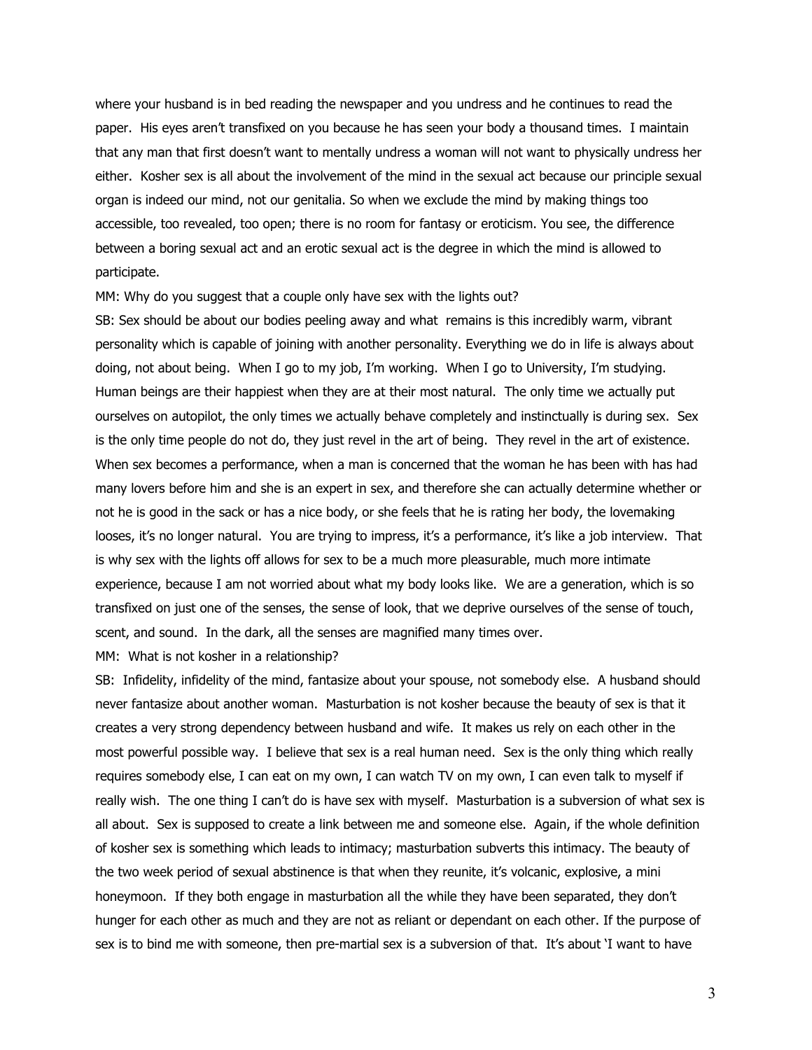where your husband is in bed reading the newspaper and you undress and he continues to read the paper. His eyes aren't transfixed on you because he has seen your body a thousand times. I maintain that any man that first doesn't want to mentally undress a woman will not want to physically undress her either. Kosher sex is all about the involvement of the mind in the sexual act because our principle sexual organ is indeed our mind, not our genitalia. So when we exclude the mind by making things too accessible, too revealed, too open; there is no room for fantasy or eroticism. You see, the difference between a boring sexual act and an erotic sexual act is the degree in which the mind is allowed to participate.

MM: Why do you suggest that a couple only have sex with the lights out?

SB: Sex should be about our bodies peeling away and what remains is this incredibly warm, vibrant personality which is capable of joining with another personality. Everything we do in life is always about doing, not about being. When I go to my job, I'm working. When I go to University, I'm studying. Human beings are their happiest when they are at their most natural. The only time we actually put ourselves on autopilot, the only times we actually behave completely and instinctually is during sex. Sex is the only time people do not do, they just revel in the art of being. They revel in the art of existence. When sex becomes a performance, when a man is concerned that the woman he has been with has had many lovers before him and she is an expert in sex, and therefore she can actually determine whether or not he is good in the sack or has a nice body, or she feels that he is rating her body, the lovemaking looses, it's no longer natural. You are trying to impress, it's a performance, it's like a job interview. That is why sex with the lights off allows for sex to be a much more pleasurable, much more intimate experience, because I am not worried about what my body looks like. We are a generation, which is so transfixed on just one of the senses, the sense of look, that we deprive ourselves of the sense of touch, scent, and sound. In the dark, all the senses are magnified many times over.

MM: What is not kosher in a relationship?

SB: Infidelity, infidelity of the mind, fantasize about your spouse, not somebody else. A husband should never fantasize about another woman. Masturbation is not kosher because the beauty of sex is that it creates a very strong dependency between husband and wife. It makes us rely on each other in the most powerful possible way. I believe that sex is a real human need. Sex is the only thing which really requires somebody else, I can eat on my own, I can watch TV on my own, I can even talk to myself if really wish. The one thing I can't do is have sex with myself. Masturbation is a subversion of what sex is all about. Sex is supposed to create a link between me and someone else. Again, if the whole definition of kosher sex is something which leads to intimacy; masturbation subverts this intimacy. The beauty of the two week period of sexual abstinence is that when they reunite, it's volcanic, explosive, a mini honeymoon. If they both engage in masturbation all the while they have been separated, they don't hunger for each other as much and they are not as reliant or dependant on each other. If the purpose of sex is to bind me with someone, then pre-martial sex is a subversion of that. It's about 'I want to have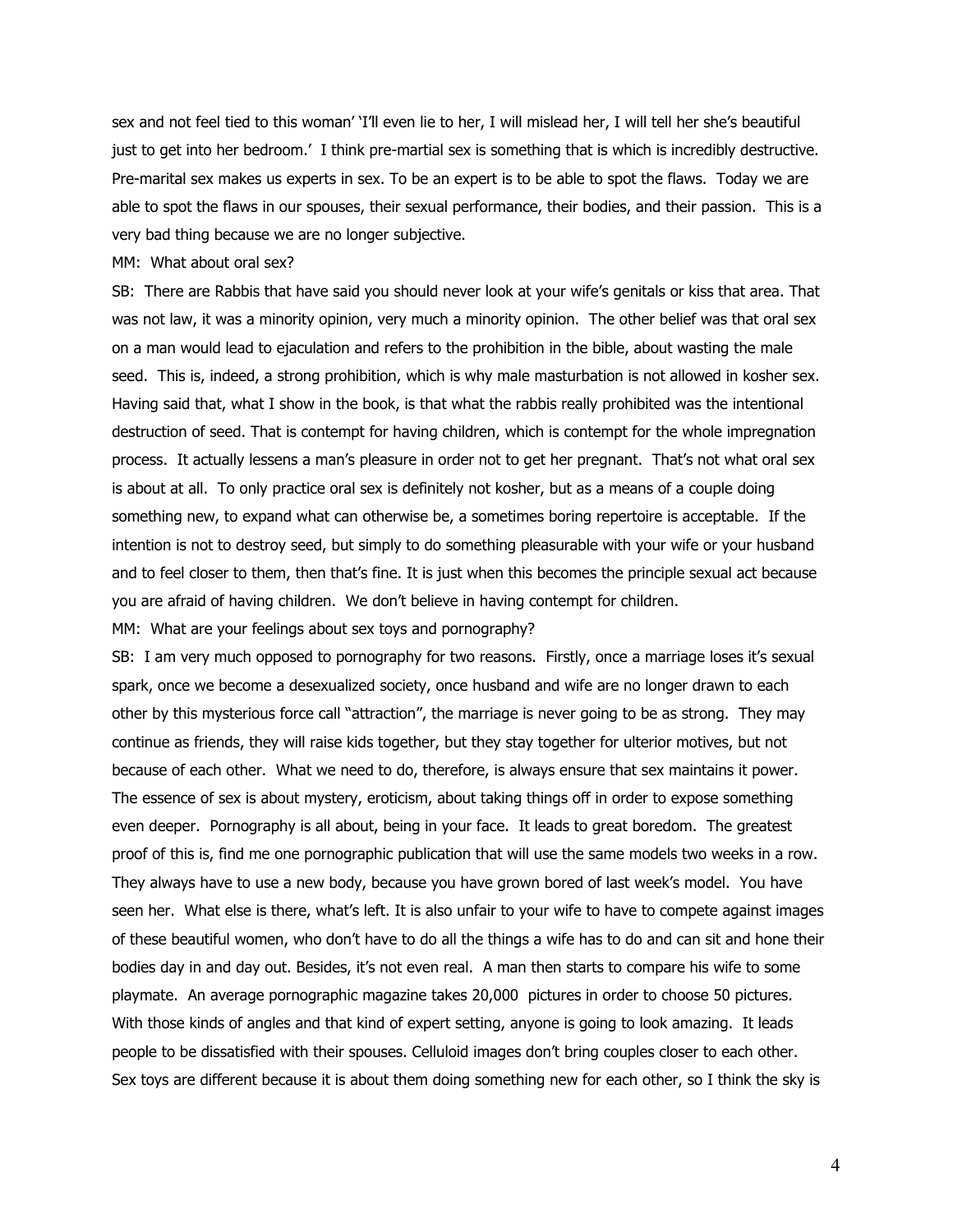sex and not feel tied to this woman' 'I'll even lie to her, I will mislead her, I will tell her she's beautiful just to get into her bedroom.' I think pre-martial sex is something that is which is incredibly destructive. Pre-marital sex makes us experts in sex. To be an expert is to be able to spot the flaws. Today we are able to spot the flaws in our spouses, their sexual performance, their bodies, and their passion. This is a very bad thing because we are no longer subjective.

MM: What about oral sex?

SB: There are Rabbis that have said you should never look at your wife's genitals or kiss that area. That was not law, it was a minority opinion, very much a minority opinion. The other belief was that oral sex on a man would lead to ejaculation and refers to the prohibition in the bible, about wasting the male seed. This is, indeed, a strong prohibition, which is why male masturbation is not allowed in kosher sex. Having said that, what I show in the book, is that what the rabbis really prohibited was the intentional destruction of seed. That is contempt for having children, which is contempt for the whole impregnation process. It actually lessens a man's pleasure in order not to get her pregnant. That's not what oral sex is about at all. To only practice oral sex is definitely not kosher, but as a means of a couple doing something new, to expand what can otherwise be, a sometimes boring repertoire is acceptable. If the intention is not to destroy seed, but simply to do something pleasurable with your wife or your husband and to feel closer to them, then that's fine. It is just when this becomes the principle sexual act because you are afraid of having children. We don't believe in having contempt for children.

MM: What are your feelings about sex toys and pornography?

SB: I am very much opposed to pornography for two reasons. Firstly, once a marriage loses it's sexual spark, once we become a desexualized society, once husband and wife are no longer drawn to each other by this mysterious force call "attraction", the marriage is never going to be as strong. They may continue as friends, they will raise kids together, but they stay together for ulterior motives, but not because of each other. What we need to do, therefore, is always ensure that sex maintains it power. The essence of sex is about mystery, eroticism, about taking things off in order to expose something even deeper. Pornography is all about, being in your face. It leads to great boredom. The greatest proof of this is, find me one pornographic publication that will use the same models two weeks in a row. They always have to use a new body, because you have grown bored of last week's model. You have seen her. What else is there, what's left. It is also unfair to your wife to have to compete against images of these beautiful women, who don't have to do all the things a wife has to do and can sit and hone their bodies day in and day out. Besides, it's not even real. A man then starts to compare his wife to some playmate. An average pornographic magazine takes 20,000 pictures in order to choose 50 pictures. With those kinds of angles and that kind of expert setting, anyone is going to look amazing. It leads people to be dissatisfied with their spouses. Celluloid images don't bring couples closer to each other. Sex toys are different because it is about them doing something new for each other, so I think the sky is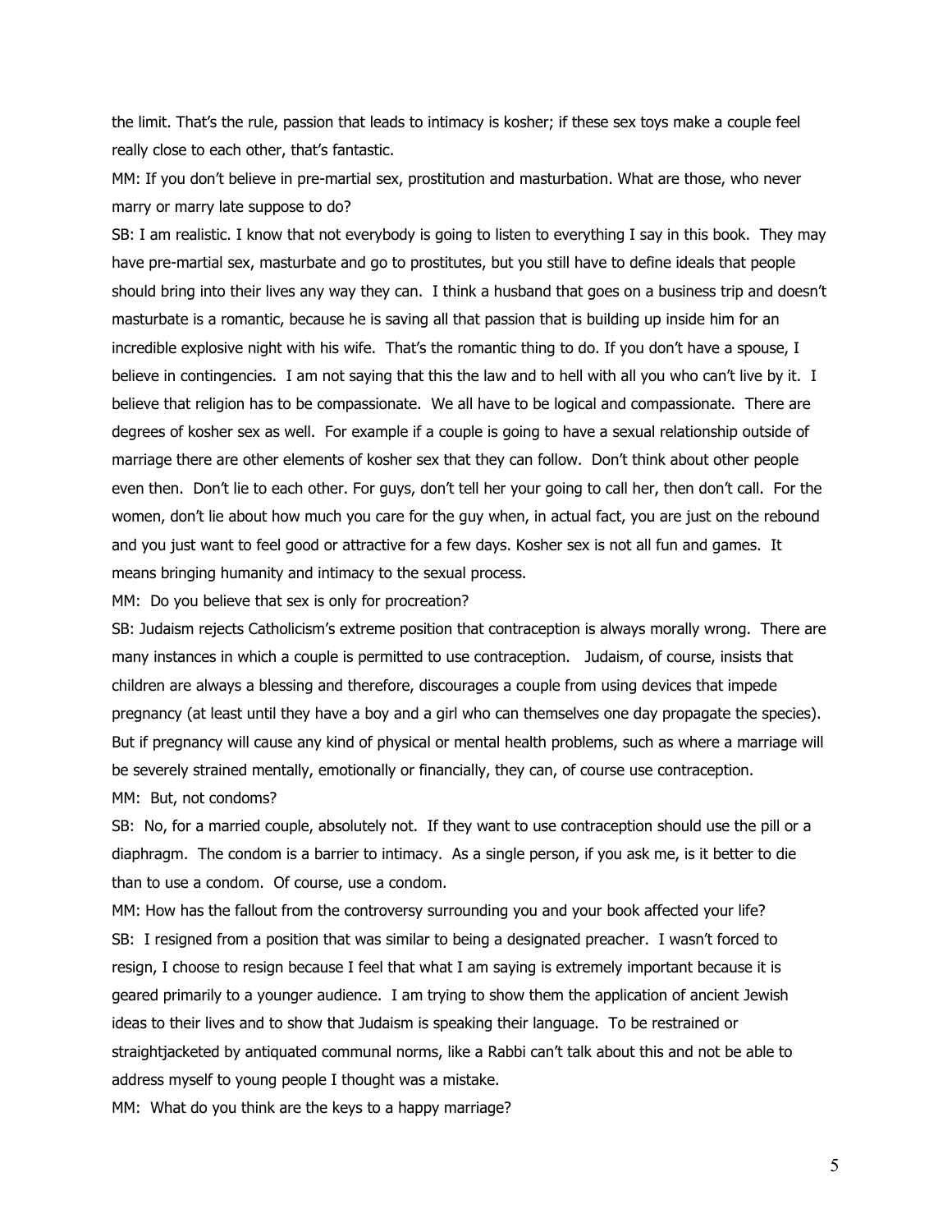the limit. That's the rule, passion that leads to intimacy is kosher; if these sex toys make a couple feel really close to each other, that's fantastic.

MM: If you don't believe in pre-martial sex, prostitution and masturbation. What are those, who never marry or marry late suppose to do?

SB: I am realistic. I know that not everybody is going to listen to everything I say in this book. They may have pre-martial sex, masturbate and go to prostitutes, but you still have to define ideals that people should bring into their lives any way they can. I think a husband that goes on a business trip and doesn't masturbate is a romantic, because he is saving all that passion that is building up inside him for an incredible explosive night with his wife. That's the romantic thing to do. If you don't have a spouse, I believe in contingencies. I am not saying that this the law and to hell with all you who can't live by it. I believe that religion has to be compassionate. We all have to be logical and compassionate. There are degrees of kosher sex as well. For example if a couple is going to have a sexual relationship outside of marriage there are other elements of kosher sex that they can follow. Don't think about other people even then. Don't lie to each other. For guys, don't tell her your going to call her, then don't call. For the women, don't lie about how much you care for the guy when, in actual fact, you are just on the rebound and you just want to feel good or attractive for a few days. Kosher sex is not all fun and games. It means bringing humanity and intimacy to the sexual process.

MM: Do you believe that sex is only for procreation?

SB: Judaism rejects Catholicism's extreme position that contraception is always morally wrong. There are many instances in which a couple is permitted to use contraception. Judaism, of course, insists that children are always a blessing and therefore, discourages a couple from using devices that impede pregnancy (at least until they have a boy and a girl who can themselves one day propagate the species). But if pregnancy will cause any kind of physical or mental health problems, such as where a marriage will be severely strained mentally, emotionally or financially, they can, of course use contraception.

MM: But, not condoms?

SB: No, for a married couple, absolutely not. If they want to use contraception should use the pill or a diaphragm. The condom is a barrier to intimacy. As a single person, if you ask me, is it better to die than to use a condom. Of course, use a condom.

MM: How has the fallout from the controversy surrounding you and your book affected your life?

SB: I resigned from a position that was similar to being a designated preacher. I wasn't forced to resign, I choose to resign because I feel that what I am saying is extremely important because it is geared primarily to a younger audience. I am trying to show them the application of ancient Jewish ideas to their lives and to show that Judaism is speaking their language. To be restrained or straightjacketed by antiquated communal norms, like a Rabbi can't talk about this and not be able to address myself to young people I thought was a mistake.

MM: What do you think are the keys to a happy marriage?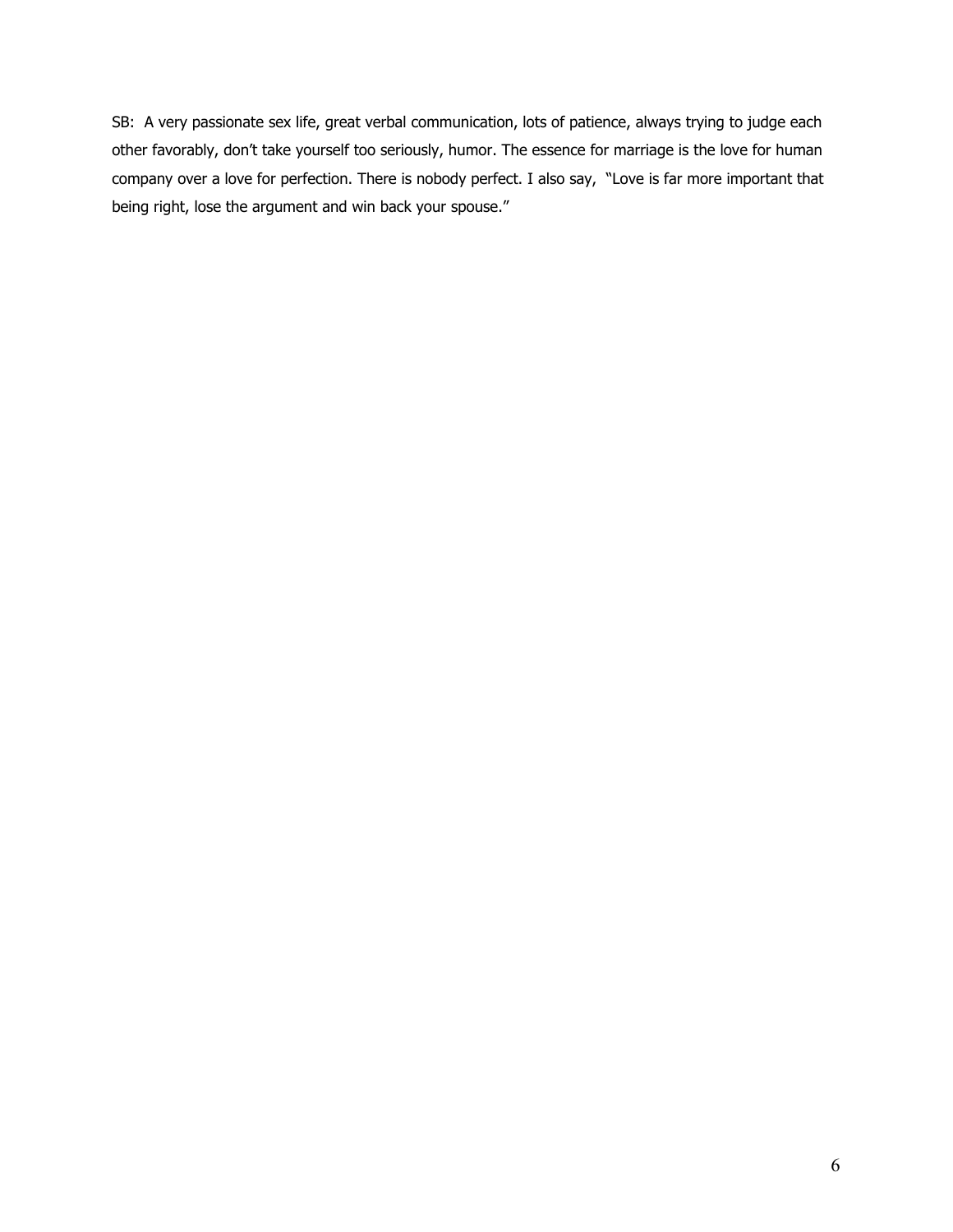SB: A very passionate sex life, great verbal communication, lots of patience, always trying to judge each other favorably, don't take yourself too seriously, humor. The essence for marriage is the love for human company over a love for perfection. There is nobody perfect. I also say, "Love is far more important that being right, lose the argument and win back your spouse."